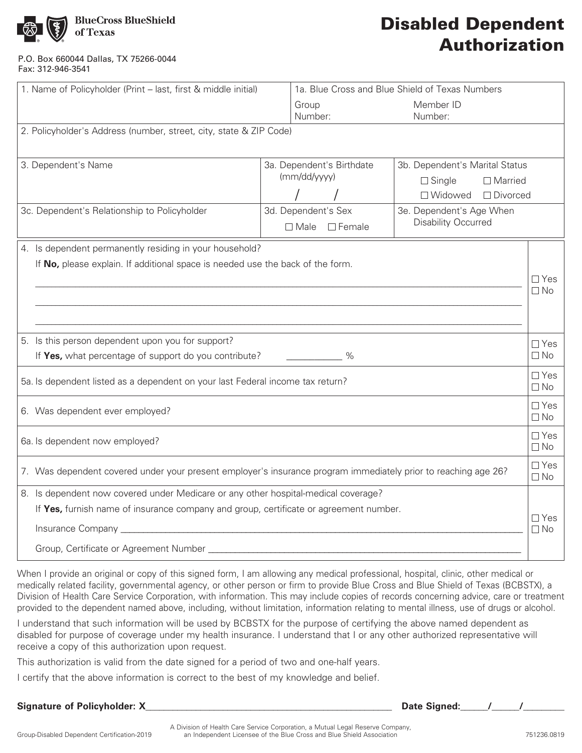BlueCross BlueShield of Texas

P.O. Box 660044 Dallas, TX 75266-0044
Fax: 312-946-3541

# Disabled Dependent Authorization

| | | |
|---|---|---|
| 1. Name of Policyholder (Print – last, first & middle initial) | 1a. Blue Cross and Blue Shield of Texas Numbers<br>Group Number: | Member ID Number: |
| 2. Policyholder's Address (number, street, city, state & ZIP Code) | | |

| | | |
|---|---|---|
| 3. Dependent's Name | 3a. Dependent's Birthdate (mm/dd/yyyy)<br>/ / | 3b. Dependent's Marital Status<br>☐ Single ☐ Married<br>☐ Widowed ☐ Divorced |
| 3c. Dependent's Relationship to Policyholder | 3d. Dependent's Sex<br>☐ Male ☐ Female | 3e. Dependent's Age When Disability Occurred |

| | |
|---|---|
| 4. Is dependent permanently residing in your household?<br>If **No,** please explain. If additional space is needed use the back of the form.<br>\_\_\_\_\_\_\_\_\_\_\_\_\_\_\_\_\_\_\_\_\_\_\_\_\_\_\_\_\_\_\_\_\_\_\_\_\_\_\_\_<br>\_\_\_\_\_\_\_\_\_\_\_\_\_\_\_\_\_\_\_\_\_\_\_\_\_\_\_\_\_\_\_\_\_\_\_\_\_\_\_\_<br>\_\_\_\_\_\_\_\_\_\_\_\_\_\_\_\_\_\_\_\_\_\_\_\_\_\_\_\_\_\_\_\_\_\_\_\_\_\_\_\_ | ☐ Yes<br>☐ No |
| 5. Is this person dependent upon you for support?<br>If **Yes,** what percentage of support do you contribute? \_\_\_\_\_\_\_\_\_\_\_ % | ☐ Yes<br>☐ No |
| 5a. Is dependent listed as a dependent on your last Federal income tax return? | ☐ Yes<br>☐ No |
| 6. Was dependent ever employed? | ☐ Yes<br>☐ No |
| 6a. Is dependent now employed? | ☐ Yes<br>☐ No |
| 7. Was dependent covered under your present employer's insurance program immediately prior to reaching age 26? | ☐ Yes<br>☐ No |
| 8. Is dependent now covered under Medicare or any other hospital-medical coverage?<br>If **Yes,** furnish name of insurance company and group, certificate or agreement number.<br>Insurance Company \_\_\_\_\_\_\_\_\_\_\_\_\_\_\_\_\_\_\_\_\_\_\_\_\_\_\_\_\_\_\_\_<br>Group, Certificate or Agreement Number \_\_\_\_\_\_\_\_\_\_\_\_\_\_\_\_\_\_\_\_\_\_\_\_ | ☐ Yes<br>☐ No |

When I provide an original or copy of this signed form, I am allowing any medical professional, hospital, clinic, other medical or medically related facility, governmental agency, or other person or firm to provide Blue Cross and Blue Shield of Texas (BCBSTX), a Division of Health Care Service Corporation, with information. This may include copies of records concerning advice, care or treatment provided to the dependent named above, including, without limitation, information relating to mental illness, use of drugs or alcohol.

I understand that such information will be used by BCBSTX for the purpose of certifying the above named dependent as disabled for purpose of coverage under my health insurance. I understand that I or any other authorized representative will receive a copy of this authorization upon request.

This authorization is valid from the date signed for a period of two and one-half years.

I certify that the above information is correct to the best of my knowledge and belief.

**Signature of Policyholder: X**\_\_\_\_\_\_\_\_\_\_\_\_\_\_\_\_\_\_\_\_\_\_\_\_\_\_\_\_\_\_\_\_\_\_\_\_\_\_\_\_ **Date Signed:**\_\_\_\_\_/\_\_\_\_\_/\_\_\_\_\_\_\_\_

Group-Disabled Dependent Certification-2019

A Division of Health Care Service Corporation, a Mutual Legal Reserve Company, an Independent Licensee of the Blue Cross and Blue Shield Association

751236.0819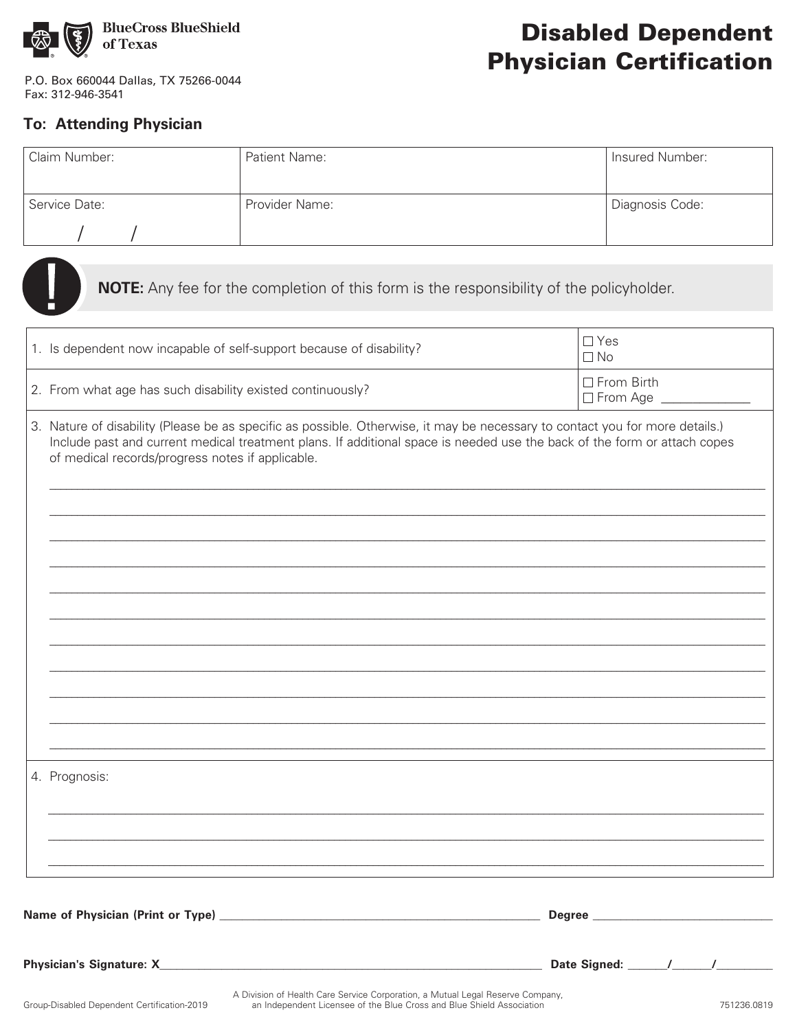BlueCross BlueShield of Texas

P.O. Box 660044 Dallas, TX 75266-0044
Fax: 312-946-3541

# Disabled Dependent Physician Certification

**To: Attending Physician**

| Claim Number: | Patient Name: | Insured Number: |
|---|---|---|
| Service Date: / / | Provider Name: | Diagnosis Code: |

**NOTE:** Any fee for the completion of this form is the responsibility of the policyholder.

| | |
|---|---|
| 1. Is dependent now incapable of self-support because of disability? | ☐ Yes ☐ No |
| 2. From what age has such disability existed continuously? | ☐ From Birth ☐ From Age _____________ |

3. Nature of disability (Please be as specific as possible. Otherwise, it may be necessary to contact you for more details.) Include past and current medical treatment plans. If additional space is needed use the back of the form or attach copes of medical records/progress notes if applicable.

_______________________________________________

_______________________________________________

_______________________________________________

_______________________________________________

_______________________________________________

_______________________________________________

_______________________________________________

_______________________________________________

_______________________________________________

_______________________________________________

_______________________________________________

4. Prognosis:

_______________________________________________

_______________________________________________

_______________________________________________

**Name of Physician (Print or Type)** ______________________________ **Degree** ____________________

**Physician's Signature: X**______________________________ **Date Signed:** ______/______/________

Group-Disabled Dependent Certification-2019

A Division of Health Care Service Corporation, a Mutual Legal Reserve Company, an Independent Licensee of the Blue Cross and Blue Shield Association

751236.0819